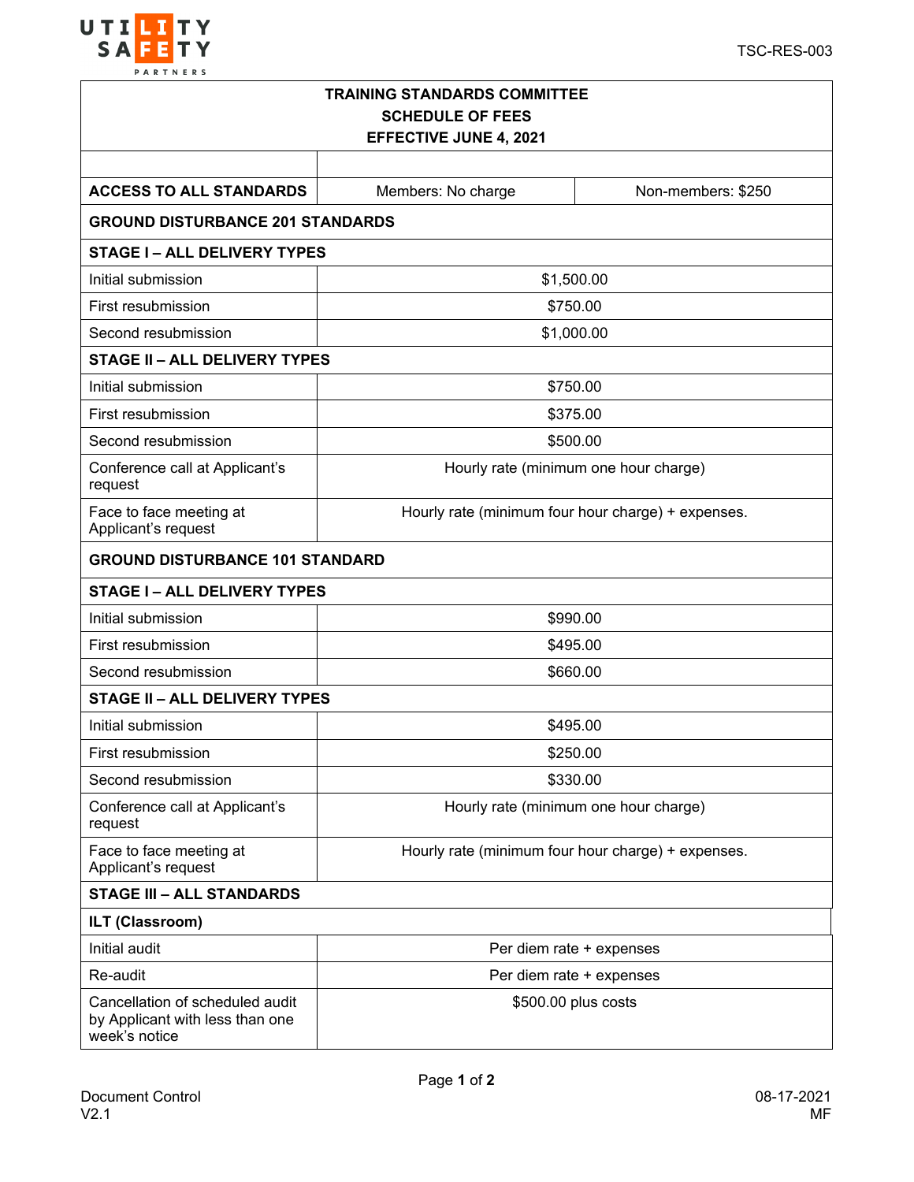TSC-RES-003

| TRAINING STANDARDS COMMITTEE<br>SCHEDULE OF FEES<br>EFFECTIVE JUNE 4, 2021 | | |
|---|---|---|
| | | |
| **ACCESS TO ALL STANDARDS** | Members: No charge | Non-members: $250 |
| **GROUND DISTURBANCE 201 STANDARDS** | | |
| **STAGE I – ALL DELIVERY TYPES** | | |
| Initial submission | $1,500.00 | |
| First resubmission | $750.00 | |
| Second resubmission | $1,000.00 | |
| **STAGE II – ALL DELIVERY TYPES** | | |
| Initial submission | $750.00 | |
| First resubmission | $375.00 | |
| Second resubmission | $500.00 | |
| Conference call at Applicant's request | Hourly rate (minimum one hour charge) | |
| Face to face meeting at Applicant's request | Hourly rate (minimum four hour charge) + expenses. | |
| **GROUND DISTURBANCE 101 STANDARD** | | |
| **STAGE I – ALL DELIVERY TYPES** | | |
| Initial submission | $990.00 | |
| First resubmission | $495.00 | |
| Second resubmission | $660.00 | |
| **STAGE II – ALL DELIVERY TYPES** | | |
| Initial submission | $495.00 | |
| First resubmission | $250.00 | |
| Second resubmission | $330.00 | |
| Conference call at Applicant's request | Hourly rate (minimum one hour charge) | |
| Face to face meeting at Applicant's request | Hourly rate (minimum four hour charge) + expenses. | |
| **STAGE III – ALL STANDARDS** | | |
| **ILT (Classroom)** | | |
| Initial audit | Per diem rate + expenses | |
| Re-audit | Per diem rate + expenses | |
| Cancellation of scheduled audit by Applicant with less than one week's notice | $500.00 plus costs | |

Document Control
V2.1

08-17-2021
MF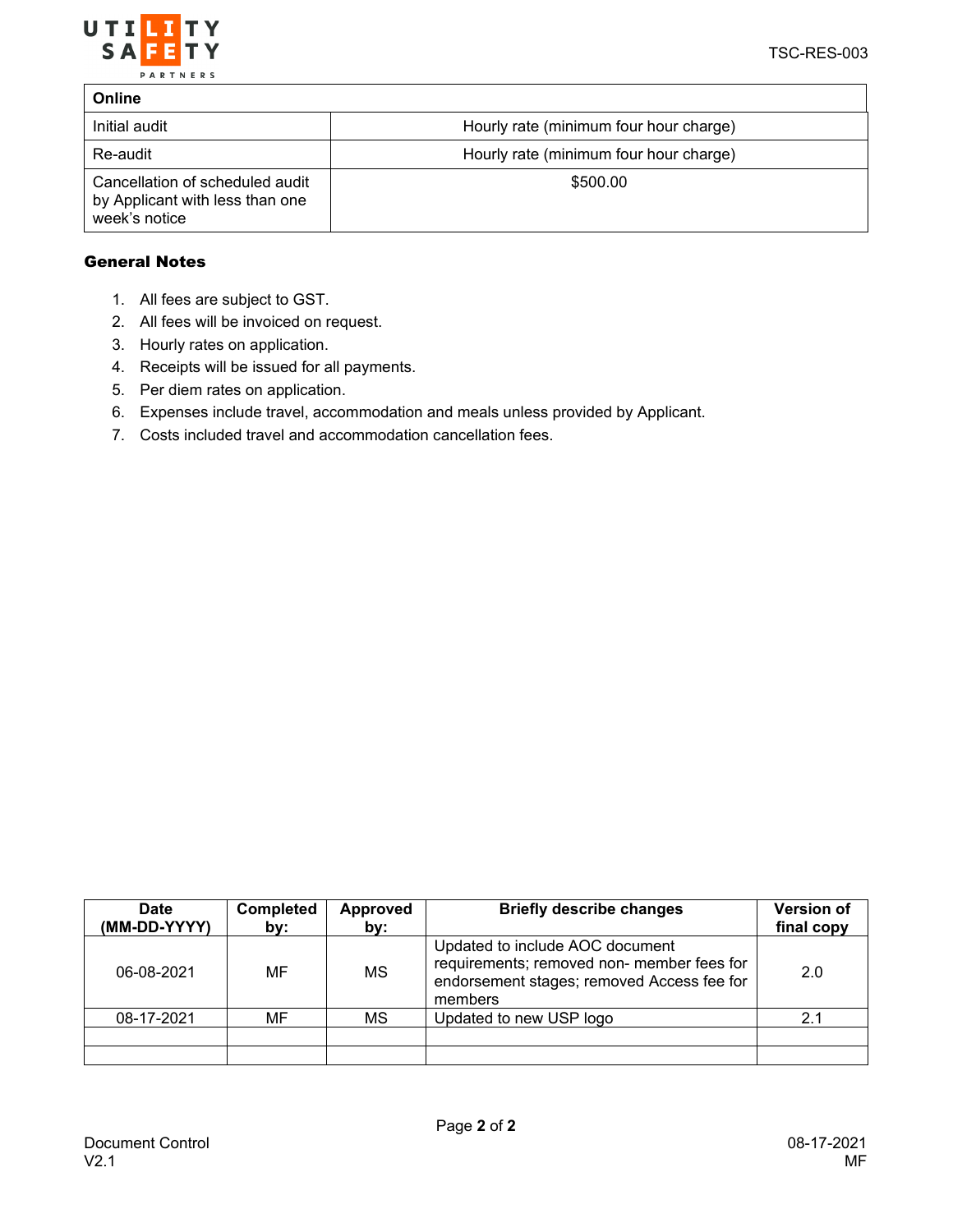| Online | |
|---|---|
| Initial audit | Hourly rate (minimum four hour charge) |
| Re-audit | Hourly rate (minimum four hour charge) |
| Cancellation of scheduled audit by Applicant with less than one week's notice | $500.00 |

### General Notes

1. All fees are subject to GST.
2. All fees will be invoiced on request.
3. Hourly rates on application.
4. Receipts will be issued for all payments.
5. Per diem rates on application.
6. Expenses include travel, accommodation and meals unless provided by Applicant.
7. Costs included travel and accommodation cancellation fees.

| Date (MM-DD-YYYY) | Completed by: | Approved by: | Briefly describe changes | Version of final copy |
|---|---|---|---|---|
| 06-08-2021 | MF | MS | Updated to include AOC document requirements; removed non- member fees for endorsement stages; removed Access fee for members | 2.0 |
| 08-17-2021 | MF | MS | Updated to new USP logo | 2.1 |
| | | | | |
| | | | | |